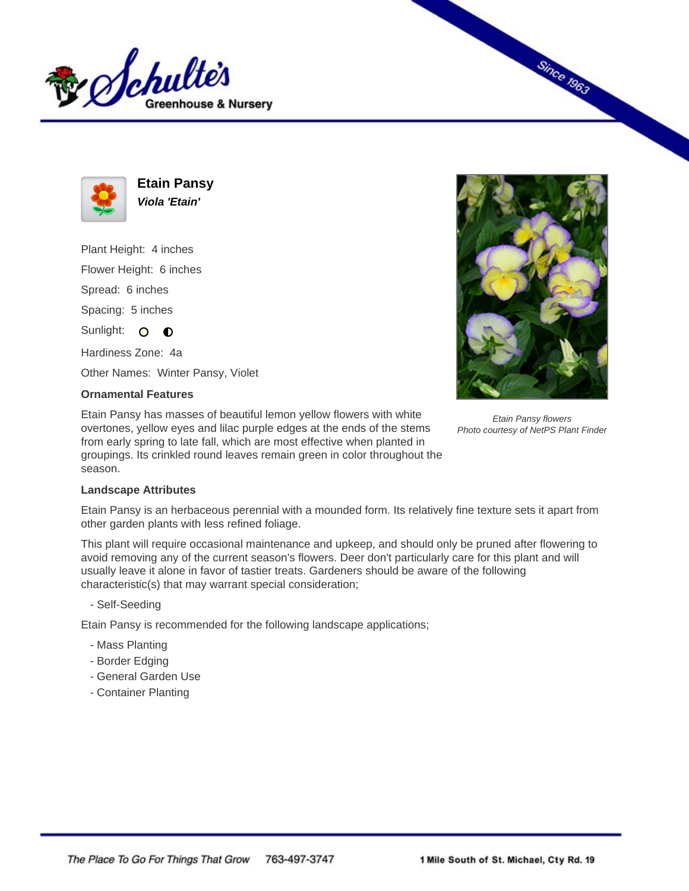# Etain Pansy

***Viola 'Etain'***

Plant Height: 4 inches

Flower Height: 6 inches

Spread: 6 inches

Spacing: 5 inches

Sunlight: ○ ◐

Hardiness Zone: 4a

Other Names: Winter Pansy, Violet

Etain Pansy flowers
*Photo courtesy of NetPS Plant Finder*

### Ornamental Features

Etain Pansy has masses of beautiful lemon yellow flowers with white overtones, yellow eyes and lilac purple edges at the ends of the stems from early spring to late fall, which are most effective when planted in groupings. Its crinkled round leaves remain green in color throughout the season.

### Landscape Attributes

Etain Pansy is an herbaceous perennial with a mounded form. Its relatively fine texture sets it apart from other garden plants with less refined foliage.

This plant will require occasional maintenance and upkeep, and should only be pruned after flowering to avoid removing any of the current season's flowers. Deer don't particularly care for this plant and will usually leave it alone in favor of tastier treats. Gardeners should be aware of the following characteristic(s) that may warrant special consideration;

- Self-Seeding

Etain Pansy is recommended for the following landscape applications;

- Mass Planting
- Border Edging
- General Garden Use
- Container Planting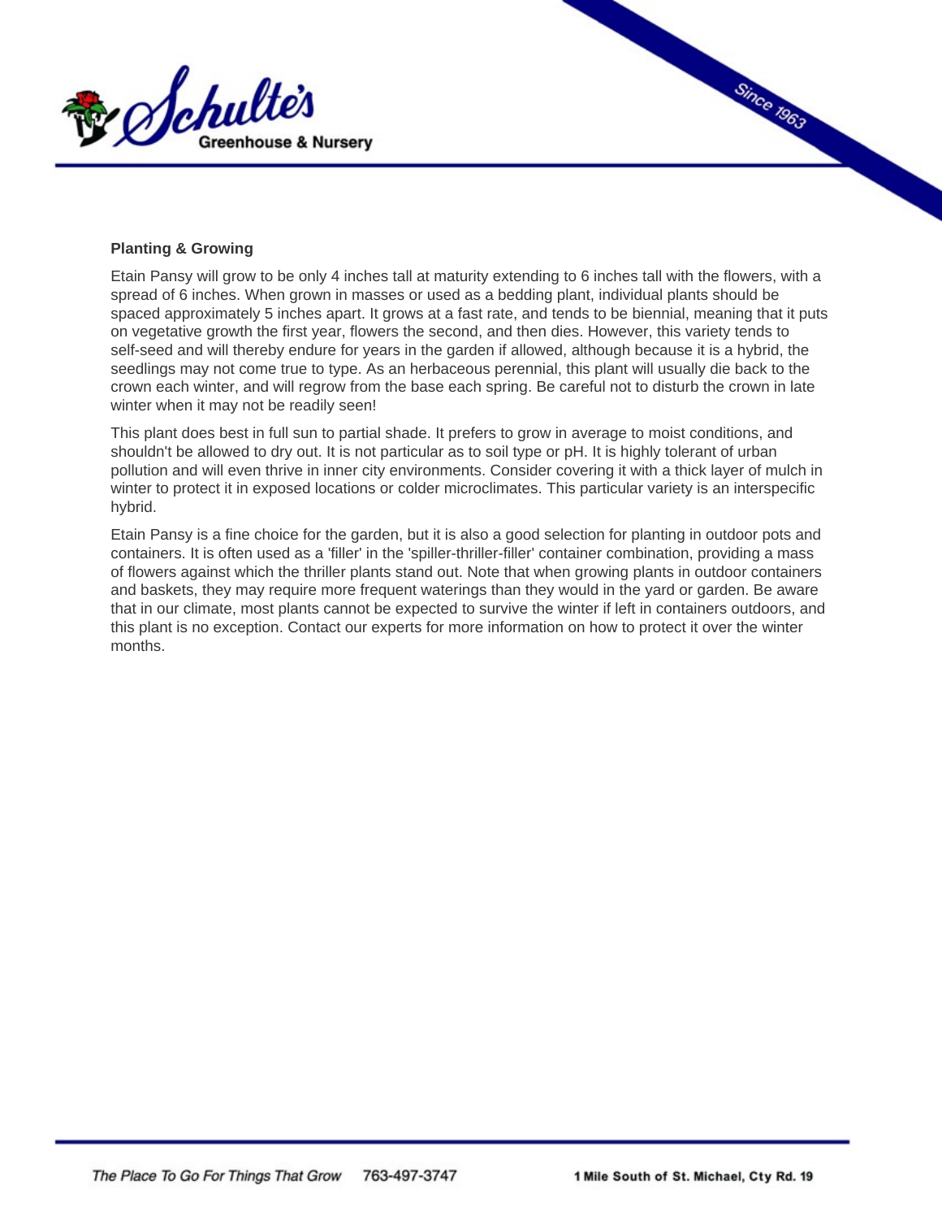### Planting & Growing

Etain Pansy will grow to be only 4 inches tall at maturity extending to 6 inches tall with the flowers, with a spread of 6 inches. When grown in masses or used as a bedding plant, individual plants should be spaced approximately 5 inches apart. It grows at a fast rate, and tends to be biennial, meaning that it puts on vegetative growth the first year, flowers the second, and then dies. However, this variety tends to self-seed and will thereby endure for years in the garden if allowed, although because it is a hybrid, the seedlings may not come true to type. As an herbaceous perennial, this plant will usually die back to the crown each winter, and will regrow from the base each spring. Be careful not to disturb the crown in late winter when it may not be readily seen!

This plant does best in full sun to partial shade. It prefers to grow in average to moist conditions, and shouldn't be allowed to dry out. It is not particular as to soil type or pH. It is highly tolerant of urban pollution and will even thrive in inner city environments. Consider covering it with a thick layer of mulch in winter to protect it in exposed locations or colder microclimates. This particular variety is an interspecific hybrid.

Etain Pansy is a fine choice for the garden, but it is also a good selection for planting in outdoor pots and containers. It is often used as a 'filler' in the 'spiller-thriller-filler' container combination, providing a mass of flowers against which the thriller plants stand out. Note that when growing plants in outdoor containers and baskets, they may require more frequent waterings than they would in the yard or garden. Be aware that in our climate, most plants cannot be expected to survive the winter if left in containers outdoors, and this plant is no exception. Contact our experts for more information on how to protect it over the winter months.